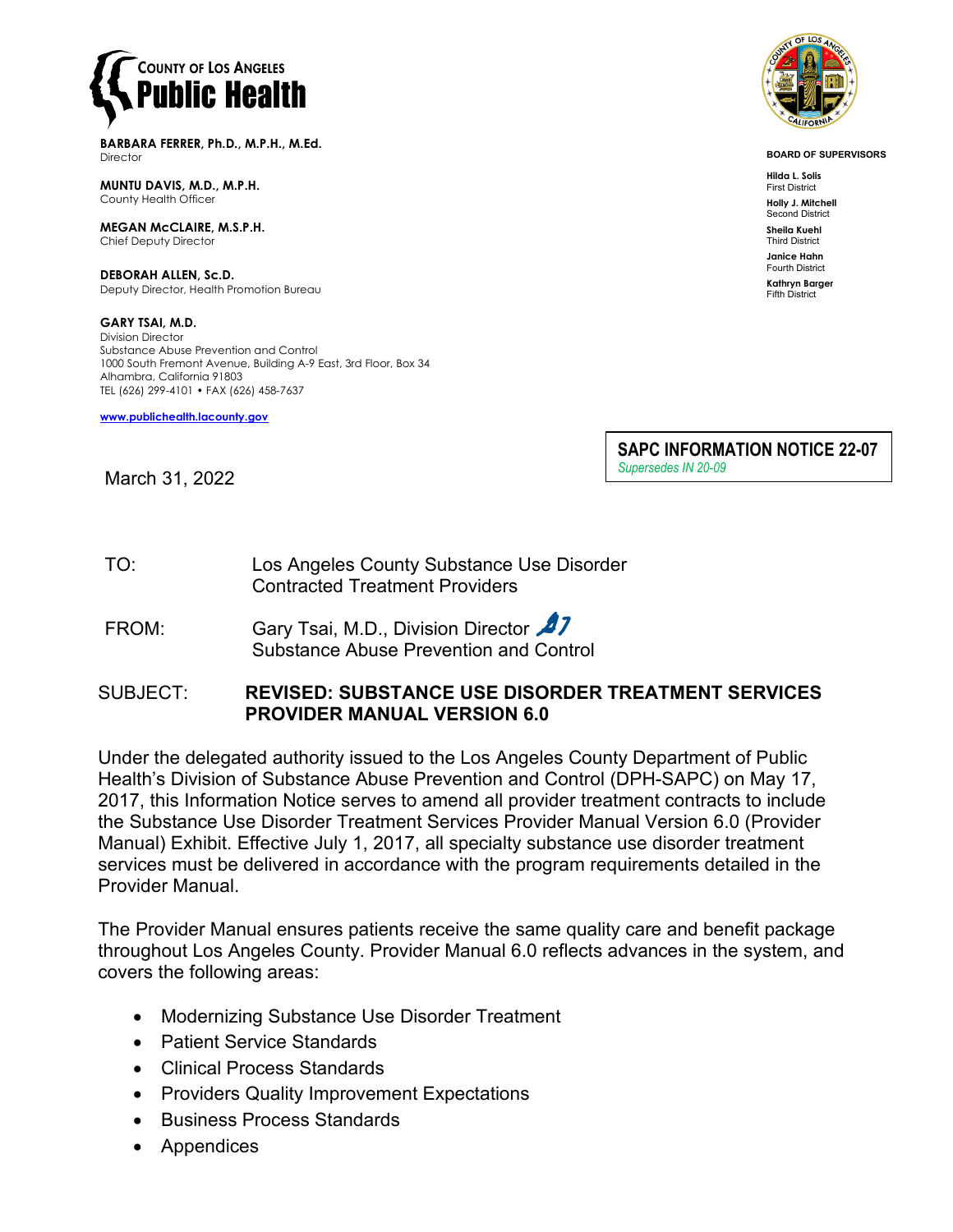**COUNTY OF LOS ANGELES**
**Public Health**

**BARBARA FERRER, Ph.D., M.P.H., M.Ed.**
Director

**MUNTU DAVIS, M.D., M.P.H.**
County Health Officer

**MEGAN McCLAIRE, M.S.P.H.**
Chief Deputy Director

**DEBORAH ALLEN, Sc.D.**
Deputy Director, Health Promotion Bureau

**GARY TSAI, M.D.**
Division Director
Substance Abuse Prevention and Control
1000 South Fremont Avenue, Building A-9 East, 3rd Floor, Box 34
Alhambra, California 91803
TEL (626) 299-4101 • FAX (626) 458-7637

www.publichealth.lacounty.gov

**BOARD OF SUPERVISORS**

**Hilda L. Solis**
First District

**Holly J. Mitchell**
Second District

**Sheila Kuehl**
Third District

**Janice Hahn**
Fourth District

**Kathryn Barger**
Fifth District

**SAPC INFORMATION NOTICE 22-07**
*Supersedes IN 20-09*

March 31, 2022

TO: Los Angeles County Substance Use Disorder Contracted Treatment Providers

FROM: Gary Tsai, M.D., Division Director
Substance Abuse Prevention and Control

SUBJECT: **REVISED: SUBSTANCE USE DISORDER TREATMENT SERVICES PROVIDER MANUAL VERSION 6.0**

Under the delegated authority issued to the Los Angeles County Department of Public Health's Division of Substance Abuse Prevention and Control (DPH-SAPC) on May 17, 2017, this Information Notice serves to amend all provider treatment contracts to include the Substance Use Disorder Treatment Services Provider Manual Version 6.0 (Provider Manual) Exhibit. Effective July 1, 2017, all specialty substance use disorder treatment services must be delivered in accordance with the program requirements detailed in the Provider Manual.

The Provider Manual ensures patients receive the same quality care and benefit package throughout Los Angeles County. Provider Manual 6.0 reflects advances in the system, and covers the following areas:

- Modernizing Substance Use Disorder Treatment
- Patient Service Standards
- Clinical Process Standards
- Providers Quality Improvement Expectations
- Business Process Standards
- Appendices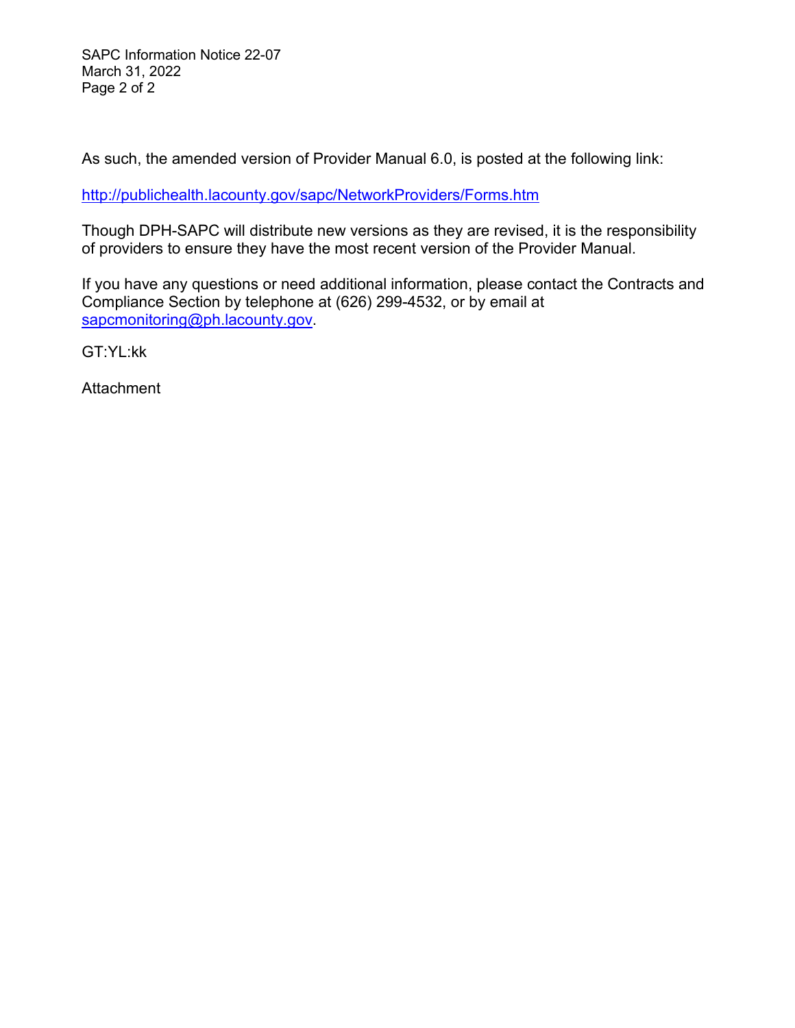As such, the amended version of Provider Manual 6.0, is posted at the following link:

http://publichealth.lacounty.gov/sapc/NetworkProviders/Forms.htm

Though DPH-SAPC will distribute new versions as they are revised, it is the responsibility of providers to ensure they have the most recent version of the Provider Manual.

If you have any questions or need additional information, please contact the Contracts and Compliance Section by telephone at (626) 299-4532, or by email at sapcmonitoring@ph.lacounty.gov.

GT:YL:kk

Attachment